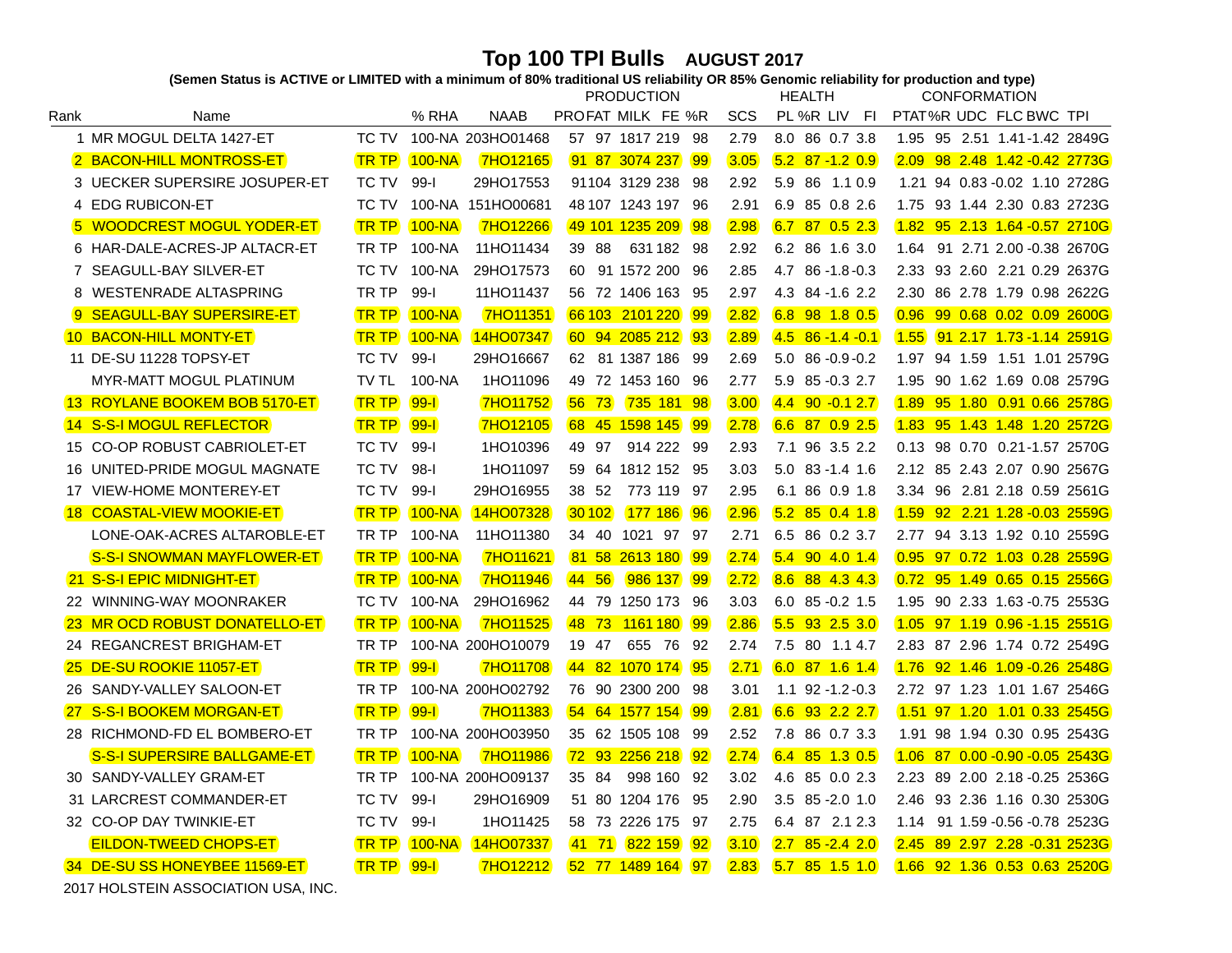# Top 100 TPI Bulls AUGUST 2017

**(Semen Status is ACTIVE or LIMITED with a minimum of 80% traditional US reliability OR 85% Genomic reliability for production and type)**

| Rank | Name | | % RHA | NAAB | PRODUCTION | | | | | | HEALTH | | | | CONFORMATION | | | | | |
|---|---|---|---|---|---|---|---|---|---|---|---|---|---|---|---|---|---|---|---|---|
| | | | | | PRO | FAT | MILK | FE | %R | SCS | PL | %R | LIV | FI | PTAT | %R | UDC | FLC | BWC | TPI |
| 1 | MR MOGUL DELTA 1427-ET | TC TV | 100-NA | 203HO01468 | 57 | 97 | 1817 | 219 | 98 | 2.79 | 8.0 | 86 | 0.7 | 3.8 | 1.95 | 95 | 2.51 | 1.41 | -1.42 | 2849G |
| 2 | BACON-HILL MONTROSS-ET | TR TP | 100-NA | 7HO12165 | 91 | 87 | 3074 | 237 | 99 | 3.05 | 5.2 | 87 | -1.2 | 0.9 | 2.09 | 98 | 2.48 | 1.42 | -0.42 | 2773G |
| 3 | UECKER SUPERSIRE JOSUPER-ET | TC TV | 99-I | 29HO17553 | 91 | 104 | 3129 | 238 | 98 | 2.92 | 5.9 | 86 | 1.1 | 0.9 | 1.21 | 94 | 0.83 | -0.02 | 1.10 | 2728G |
| 4 | EDG RUBICON-ET | TC TV | 100-NA | 151HO00681 | 48 | 107 | 1243 | 197 | 96 | 2.91 | 6.9 | 85 | 0.8 | 2.6 | 1.75 | 93 | 1.44 | 2.30 | 0.83 | 2723G |
| 5 | WOODCREST MOGUL YODER-ET | TR TP | 100-NA | 7HO12266 | 49 | 101 | 1235 | 209 | 98 | 2.98 | 6.7 | 87 | 0.5 | 2.3 | 1.82 | 95 | 2.13 | 1.64 | -0.57 | 2710G |
| 6 | HAR-DALE-ACRES-JP ALTACR-ET | TR TP | 100-NA | 11HO11434 | 39 | 88 | 631 | 182 | 98 | 2.92 | 6.2 | 86 | 1.6 | 3.0 | 1.64 | 91 | 2.71 | 2.00 | -0.38 | 2670G |
| 7 | SEAGULL-BAY SILVER-ET | TC TV | 100-NA | 29HO17573 | 60 | 91 | 1572 | 200 | 96 | 2.85 | 4.7 | 86 | -1.8 | -0.3 | 2.33 | 93 | 2.60 | 2.21 | 0.29 | 2637G |
| 8 | WESTENRADE ALTASPRING | TR TP | 99-I | 11HO11437 | 56 | 72 | 1406 | 163 | 95 | 2.97 | 4.3 | 84 | -1.6 | 2.2 | 2.30 | 86 | 2.78 | 1.79 | 0.98 | 2622G |
| 9 | SEAGULL-BAY SUPERSIRE-ET | TR TP | 100-NA | 7HO11351 | 66 | 103 | 2101 | 220 | 99 | 2.82 | 6.8 | 98 | 1.8 | 0.5 | 0.96 | 99 | 0.68 | 0.02 | 0.09 | 2600G |
| 10 | BACON-HILL MONTY-ET | TR TP | 100-NA | 14HO07347 | 60 | 94 | 2085 | 212 | 93 | 2.89 | 4.5 | 86 | -1.4 | -0.1 | 1.55 | 91 | 2.17 | 1.73 | -1.14 | 2591G |
| 11 | DE-SU 11228 TOPSY-ET | TC TV | 99-I | 29HO16667 | 62 | 81 | 1387 | 186 | 99 | 2.69 | 5.0 | 86 | -0.9 | -0.2 | 1.97 | 94 | 1.59 | 1.51 | 1.01 | 2579G |
| | MYR-MATT MOGUL PLATINUM | TV TL | 100-NA | 1HO11096 | 49 | 72 | 1453 | 160 | 96 | 2.77 | 5.9 | 85 | -0.3 | 2.7 | 1.95 | 90 | 1.62 | 1.69 | 0.08 | 2579G |
| 13 | ROYLANE BOOKEM BOB 5170-ET | TR TP | 99-I | 7HO11752 | 56 | 73 | 735 | 181 | 98 | 3.00 | 4.4 | 90 | -0.1 | 2.7 | 1.89 | 95 | 1.80 | 0.91 | 0.66 | 2578G |
| 14 | S-S-I MOGUL REFLECTOR | TR TP | 99-I | 7HO12105 | 68 | 45 | 1598 | 145 | 99 | 2.78 | 6.6 | 87 | 0.9 | 2.5 | 1.83 | 95 | 1.43 | 1.48 | 1.20 | 2572G |
| 15 | CO-OP ROBUST CABRIOLET-ET | TC TV | 99-I | 1HO10396 | 49 | 97 | 914 | 222 | 99 | 2.93 | 7.1 | 96 | 3.5 | 2.2 | 0.13 | 98 | 0.70 | 0.21 | -1.57 | 2570G |
| 16 | UNITED-PRIDE MOGUL MAGNATE | TC TV | 98-I | 1HO11097 | 59 | 64 | 1812 | 152 | 95 | 3.03 | 5.0 | 83 | -1.4 | 1.6 | 2.12 | 85 | 2.43 | 2.07 | 0.90 | 2567G |
| 17 | VIEW-HOME MONTEREY-ET | TC TV | 99-I | 29HO16955 | 38 | 52 | 773 | 119 | 97 | 2.95 | 6.1 | 86 | 0.9 | 1.8 | 3.34 | 96 | 2.81 | 2.18 | 0.59 | 2561G |
| 18 | COASTAL-VIEW MOOKIE-ET | TR TP | 100-NA | 14HO07328 | 30 | 102 | 177 | 186 | 96 | 2.96 | 5.2 | 85 | 0.4 | 1.8 | 1.59 | 92 | 2.21 | 1.28 | -0.03 | 2559G |
| | LONE-OAK-ACRES ALTAROBLE-ET | TR TP | 100-NA | 11HO11380 | 34 | 40 | 1021 | 97 | 97 | 2.71 | 6.5 | 86 | 0.2 | 3.7 | 2.77 | 94 | 3.13 | 1.92 | 0.10 | 2559G |
| | S-S-I SNOWMAN MAYFLOWER-ET | TR TP | 100-NA | 7HO11621 | 81 | 58 | 2613 | 180 | 99 | 2.74 | 5.4 | 90 | 4.0 | 1.4 | 0.95 | 97 | 0.72 | 1.03 | 0.28 | 2559G |
| 21 | S-S-I EPIC MIDNIGHT-ET | TR TP | 100-NA | 7HO11946 | 44 | 56 | 986 | 137 | 99 | 2.72 | 8.6 | 88 | 4.3 | 4.3 | 0.72 | 95 | 1.49 | 0.65 | 0.15 | 2556G |
| 22 | WINNING-WAY MOONRAKER | TC TV | 100-NA | 29HO16962 | 44 | 79 | 1250 | 173 | 96 | 3.03 | 6.0 | 85 | -0.2 | 1.5 | 1.95 | 90 | 2.33 | 1.63 | -0.75 | 2553G |
| 23 | MR OCD ROBUST DONATELLO-ET | TR TP | 100-NA | 7HO11525 | 48 | 73 | 1161 | 180 | 99 | 2.86 | 5.5 | 93 | 2.5 | 3.0 | 1.05 | 97 | 1.19 | 0.96 | -1.15 | 2551G |
| 24 | REGANCREST BRIGHAM-ET | TR TP | 100-NA | 200HO10079 | 19 | 47 | 655 | 76 | 92 | 2.74 | 7.5 | 80 | 1.1 | 4.7 | 2.83 | 87 | 2.96 | 1.74 | 0.72 | 2549G |
| 25 | DE-SU ROOKIE 11057-ET | TR TP | 99-I | 7HO11708 | 44 | 82 | 1070 | 174 | 95 | 2.71 | 6.0 | 87 | 1.6 | 1.4 | 1.76 | 92 | 1.46 | 1.09 | -0.26 | 2548G |
| 26 | SANDY-VALLEY SALOON-ET | TR TP | 100-NA | 200HO02792 | 76 | 90 | 2300 | 200 | 98 | 3.01 | 1.1 | 92 | -1.2 | -0.3 | 2.72 | 97 | 1.23 | 1.01 | 1.67 | 2546G |
| 27 | S-S-I BOOKEM MORGAN-ET | TR TP | 99-I | 7HO11383 | 54 | 64 | 1577 | 154 | 99 | 2.81 | 6.6 | 93 | 2.2 | 2.7 | 1.51 | 97 | 1.20 | 1.01 | 0.33 | 2545G |
| 28 | RICHMOND-FD EL BOMBERO-ET | TR TP | 100-NA | 200HO03950 | 35 | 62 | 1505 | 108 | 99 | 2.52 | 7.8 | 86 | 0.7 | 3.3 | 1.91 | 98 | 1.94 | 0.30 | 0.95 | 2543G |
| | S-S-I SUPERSIRE BALLGAME-ET | TR TP | 100-NA | 7HO11986 | 72 | 93 | 2256 | 218 | 92 | 2.74 | 6.4 | 85 | 1.3 | 0.5 | 1.06 | 87 | 0.00 | -0.90 | -0.05 | 2543G |
| 30 | SANDY-VALLEY GRAM-ET | TR TP | 100-NA | 200HO09137 | 35 | 84 | 998 | 160 | 92 | 3.02 | 4.6 | 85 | 0.0 | 2.3 | 2.23 | 89 | 2.00 | 2.18 | -0.25 | 2536G |
| 31 | LARCREST COMMANDER-ET | TC TV | 99-I | 29HO16909 | 51 | 80 | 1204 | 176 | 95 | 2.90 | 3.5 | 85 | -2.0 | 1.0 | 2.46 | 93 | 2.36 | 1.16 | 0.30 | 2530G |
| 32 | CO-OP DAY TWINKIE-ET | TC TV | 99-I | 1HO11425 | 58 | 73 | 2226 | 175 | 97 | 2.75 | 6.4 | 87 | 2.1 | 2.3 | 1.14 | 91 | 1.59 | -0.56 | -0.78 | 2523G |
| | EILDON-TWEED CHOPS-ET | TR TP | 100-NA | 14HO07337 | 41 | 71 | 822 | 159 | 92 | 3.10 | 2.7 | 85 | -2.4 | 2.0 | 2.45 | 89 | 2.97 | 2.28 | -0.31 | 2523G |
| 34 | DE-SU SS HONEYBEE 11569-ET | TR TP | 99-I | 7HO12212 | 52 | 77 | 1489 | 164 | 97 | 2.83 | 5.7 | 85 | 1.5 | 1.0 | 1.66 | 92 | 1.36 | 0.53 | 0.63 | 2520G |

2017 HOLSTEIN ASSOCIATION USA, INC.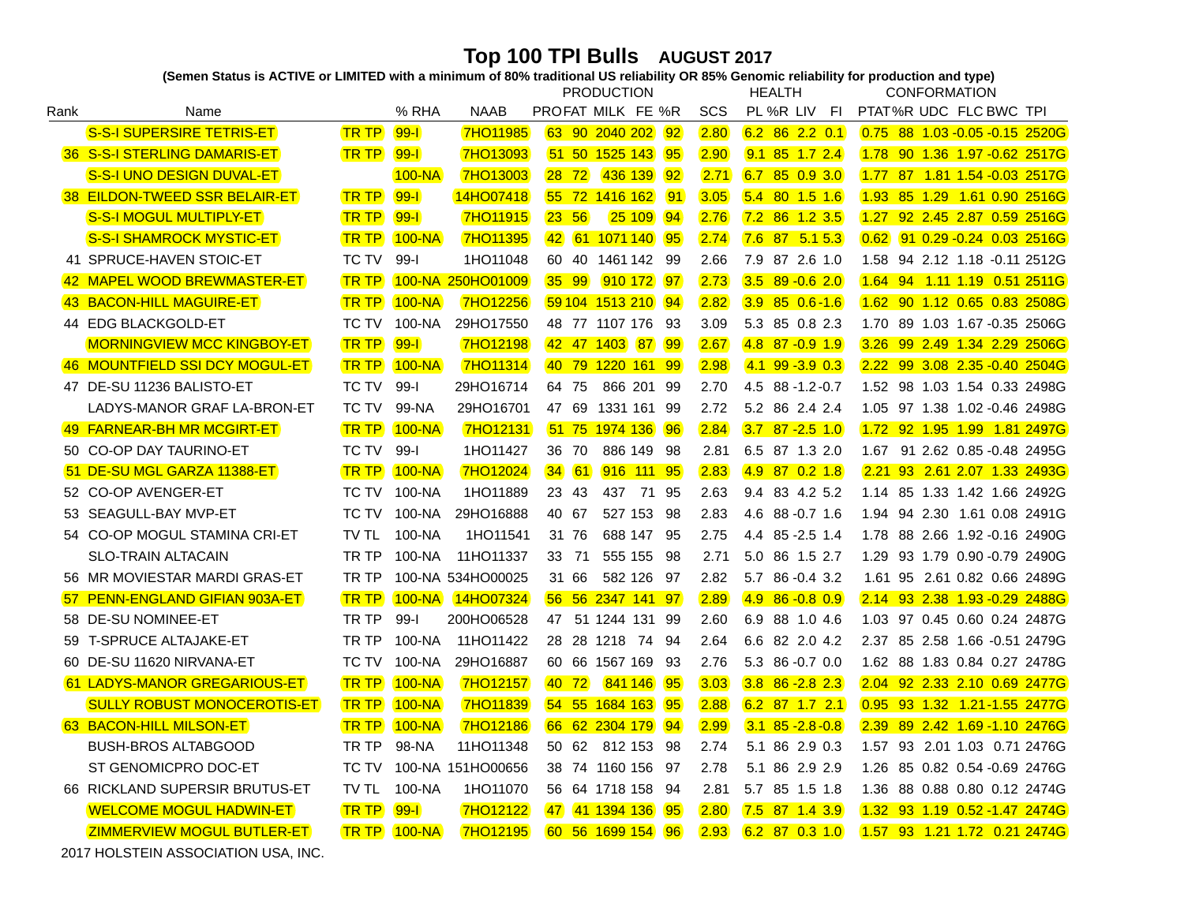# Top 100 TPI Bulls AUGUST 2017

**(Semen Status is ACTIVE or LIMITED with a minimum of 80% traditional US reliability OR 85% Genomic reliability for production and type)**

| Rank | Name | | % RHA | NAAB | PRODUCTION | | | | | HEALTH | | | | CONFORMATION | | | | | |
|---|---|---|---|---|---|---|---|---|---|---|---|---|---|---|---|---|---|---|---|
| | | | | | PRO | FAT | MILK | FE | %R | SCS | PL | %R | LIV | FI | PTAT | %R | UDC | FLC | BWC | TPI |
| | S-S-I SUPERSIRE TETRIS-ET | TR TP | 99-I | 7HO11985 | 63 | 90 | 2040 | 202 | 92 | 2.80 | 6.2 | 86 | 2.2 | 0.1 | 0.75 | 88 | 1.03 | -0.05 | -0.15 | 2520G |
| 36 | S-S-I STERLING DAMARIS-ET | TR TP | 99-I | 7HO13093 | 51 | 50 | 1525 | 143 | 95 | 2.90 | 9.1 | 85 | 1.7 | 2.4 | 1.78 | 90 | 1.36 | 1.97 | -0.62 | 2517G |
| | S-S-I UNO DESIGN DUVAL-ET | | 100-NA | 7HO13003 | 28 | 72 | 436 | 139 | 92 | 2.71 | 6.7 | 85 | 0.9 | 3.0 | 1.77 | 87 | 1.81 | 1.54 | -0.03 | 2517G |
| 38 | EILDON-TWEED SSR BELAIR-ET | TR TP | 99-I | 14HO07418 | 55 | 72 | 1416 | 162 | 91 | 3.05 | 5.4 | 80 | 1.5 | 1.6 | 1.93 | 85 | 1.29 | 1.61 | 0.90 | 2516G |
| | S-S-I MOGUL MULTIPLY-ET | TR TP | 99-I | 7HO11915 | 23 | 56 | 25 | 109 | 94 | 2.76 | 7.2 | 86 | 1.2 | 3.5 | 1.27 | 92 | 2.45 | 2.87 | 0.59 | 2516G |
| | S-S-I SHAMROCK MYSTIC-ET | TR TP | 100-NA | 7HO11395 | 42 | 61 | 1071 | 140 | 95 | 2.74 | 7.6 | 87 | 5.1 | 5.3 | 0.62 | 91 | 0.29 | -0.24 | 0.03 | 2516G |
| 41 | SPRUCE-HAVEN STOIC-ET | TC TV | 99-I | 1HO11048 | 60 | 40 | 1461 | 142 | 99 | 2.66 | 7.9 | 87 | 2.6 | 1.0 | 1.58 | 94 | 2.12 | 1.18 | -0.11 | 2512G |
| 42 | MAPEL WOOD BREWMASTER-ET | TR TP | 100-NA | 250HO01009 | 35 | 99 | 910 | 172 | 97 | 2.73 | 3.5 | 89 | -0.6 | 2.0 | 1.64 | 94 | 1.11 | 1.19 | 0.51 | 2511G |
| 43 | BACON-HILL MAGUIRE-ET | TR TP | 100-NA | 7HO12256 | 59 | 104 | 1513 | 210 | 94 | 2.82 | 3.9 | 85 | 0.6 | -1.6 | 1.62 | 90 | 1.12 | 0.65 | 0.83 | 2508G |
| 44 | EDG BLACKGOLD-ET | TC TV | 100-NA | 29HO17550 | 48 | 77 | 1107 | 176 | 93 | 3.09 | 5.3 | 85 | 0.8 | 2.3 | 1.70 | 89 | 1.03 | 1.67 | -0.35 | 2506G |
| | MORNINGVIEW MCC KINGBOY-ET | TR TP | 99-I | 7HO12198 | 42 | 47 | 1403 | 87 | 99 | 2.67 | 4.8 | 87 | -0.9 | 1.9 | 3.26 | 99 | 2.49 | 1.34 | 2.29 | 2506G |
| 46 | MOUNTFIELD SSI DCY MOGUL-ET | TR TP | 100-NA | 7HO11314 | 40 | 79 | 1220 | 161 | 99 | 2.98 | 4.1 | 99 | -3.9 | 0.3 | 2.22 | 99 | 3.08 | 2.35 | -0.40 | 2504G |
| 47 | DE-SU 11236 BALISTO-ET | TC TV | 99-I | 29HO16714 | 64 | 75 | 866 | 201 | 99 | 2.70 | 4.5 | 88 | -1.2 | -0.7 | 1.52 | 98 | 1.03 | 1.54 | 0.33 | 2498G |
| | LADYS-MANOR GRAF LA-BRON-ET | TC TV | 99-NA | 29HO16701 | 47 | 69 | 1331 | 161 | 99 | 2.72 | 5.2 | 86 | 2.4 | 2.4 | 1.05 | 97 | 1.38 | 1.02 | -0.46 | 2498G |
| 49 | FARNEAR-BH MR MCGIRT-ET | TR TP | 100-NA | 7HO12131 | 51 | 75 | 1974 | 136 | 96 | 2.84 | 3.7 | 87 | -2.5 | 1.0 | 1.72 | 92 | 1.95 | 1.99 | 1.81 | 2497G |
| 50 | CO-OP DAY TAURINO-ET | TC TV | 99-I | 1HO11427 | 36 | 70 | 886 | 149 | 98 | 2.81 | 6.5 | 87 | 1.3 | 2.0 | 1.67 | 91 | 2.62 | 0.85 | -0.48 | 2495G |
| 51 | DE-SU MGL GARZA 11388-ET | TR TP | 100-NA | 7HO12024 | 34 | 61 | 916 | 111 | 95 | 2.83 | 4.9 | 87 | 0.2 | 1.8 | 2.21 | 93 | 2.61 | 2.07 | 1.33 | 2493G |
| 52 | CO-OP AVENGER-ET | TC TV | 100-NA | 1HO11889 | 23 | 43 | 437 | 71 | 95 | 2.63 | 9.4 | 83 | 4.2 | 5.2 | 1.14 | 85 | 1.33 | 1.42 | 1.66 | 2492G |
| 53 | SEAGULL-BAY MVP-ET | TC TV | 100-NA | 29HO16888 | 40 | 67 | 527 | 153 | 98 | 2.83 | 4.6 | 88 | -0.7 | 1.6 | 1.94 | 94 | 2.30 | 1.61 | 0.08 | 2491G |
| 54 | CO-OP MOGUL STAMINA CRI-ET | TV TL | 100-NA | 1HO11541 | 31 | 76 | 688 | 147 | 95 | 2.75 | 4.4 | 85 | -2.5 | 1.4 | 1.78 | 88 | 2.66 | 1.92 | -0.16 | 2490G |
| | SLO-TRAIN ALTACAIN | TR TP | 100-NA | 11HO11337 | 33 | 71 | 555 | 155 | 98 | 2.71 | 5.0 | 86 | 1.5 | 2.7 | 1.29 | 93 | 1.79 | 0.90 | -0.79 | 2490G |
| 56 | MR MOVIESTAR MARDI GRAS-ET | TR TP | 100-NA | 534HO00025 | 31 | 66 | 582 | 126 | 97 | 2.82 | 5.7 | 86 | -0.4 | 3.2 | 1.61 | 95 | 2.61 | 0.82 | 0.66 | 2489G |
| 57 | PENN-ENGLAND GIFIAN 903A-ET | TR TP | 100-NA | 14HO07324 | 56 | 56 | 2347 | 141 | 97 | 2.89 | 4.9 | 86 | -0.8 | 0.9 | 2.14 | 93 | 2.38 | 1.93 | -0.29 | 2488G |
| 58 | DE-SU NOMINEE-ET | TR TP | 99-I | 200HO06528 | 47 | 51 | 1244 | 131 | 99 | 2.60 | 6.9 | 88 | 1.0 | 4.6 | 1.03 | 97 | 0.45 | 0.60 | 0.24 | 2487G |
| 59 | T-SPRUCE ALTAJAKE-ET | TR TP | 100-NA | 11HO11422 | 28 | 28 | 1218 | 74 | 94 | 2.64 | 6.6 | 82 | 2.0 | 4.2 | 2.37 | 85 | 2.58 | 1.66 | -0.51 | 2479G |
| 60 | DE-SU 11620 NIRVANA-ET | TC TV | 100-NA | 29HO16887 | 60 | 66 | 1567 | 169 | 93 | 2.76 | 5.3 | 86 | -0.7 | 0.0 | 1.62 | 88 | 1.83 | 0.84 | 0.27 | 2478G |
| 61 | LADYS-MANOR GREGARIOUS-ET | TR TP | 100-NA | 7HO12157 | 40 | 72 | 841 | 146 | 95 | 3.03 | 3.8 | 86 | -2.8 | 2.3 | 2.04 | 92 | 2.33 | 2.10 | 0.69 | 2477G |
| | SULLY ROBUST MONOCEROTIS-ET | TR TP | 100-NA | 7HO11839 | 54 | 55 | 1684 | 163 | 95 | 2.88 | 6.2 | 87 | 1.7 | 2.1 | 0.95 | 93 | 1.32 | 1.21 | -1.55 | 2477G |
| 63 | BACON-HILL MILSON-ET | TR TP | 100-NA | 7HO12186 | 66 | 62 | 2304 | 179 | 94 | 2.99 | 3.1 | 85 | -2.8 | -0.8 | 2.39 | 89 | 2.42 | 1.69 | -1.10 | 2476G |
| | BUSH-BROS ALTABGOOD | TR TP | 98-NA | 11HO11348 | 50 | 62 | 812 | 153 | 98 | 2.74 | 5.1 | 86 | 2.9 | 0.3 | 1.57 | 93 | 2.01 | 1.03 | 0.71 | 2476G |
| | ST GENOMICPRO DOC-ET | TC TV | 100-NA | 151HO00656 | 38 | 74 | 1160 | 156 | 97 | 2.78 | 5.1 | 86 | 2.9 | 2.9 | 1.26 | 85 | 0.82 | 0.54 | -0.69 | 2476G |
| 66 | RICKLAND SUPERSIR BRUTUS-ET | TV TL | 100-NA | 1HO11070 | 56 | 64 | 1718 | 158 | 94 | 2.81 | 5.7 | 85 | 1.5 | 1.8 | 1.36 | 88 | 0.88 | 0.80 | 0.12 | 2474G |
| | WELCOME MOGUL HADWIN-ET | TR TP | 99-I | 7HO12122 | 47 | 41 | 1394 | 136 | 95 | 2.80 | 7.5 | 87 | 1.4 | 3.9 | 1.32 | 93 | 1.19 | 0.52 | -1.47 | 2474G |
| | ZIMMERVIEW MOGUL BUTLER-ET | TR TP | 100-NA | 7HO12195 | 60 | 56 | 1699 | 154 | 96 | 2.93 | 6.2 | 87 | 0.3 | 1.0 | 1.57 | 93 | 1.21 | 1.72 | 0.21 | 2474G |

2017 HOLSTEIN ASSOCIATION USA, INC.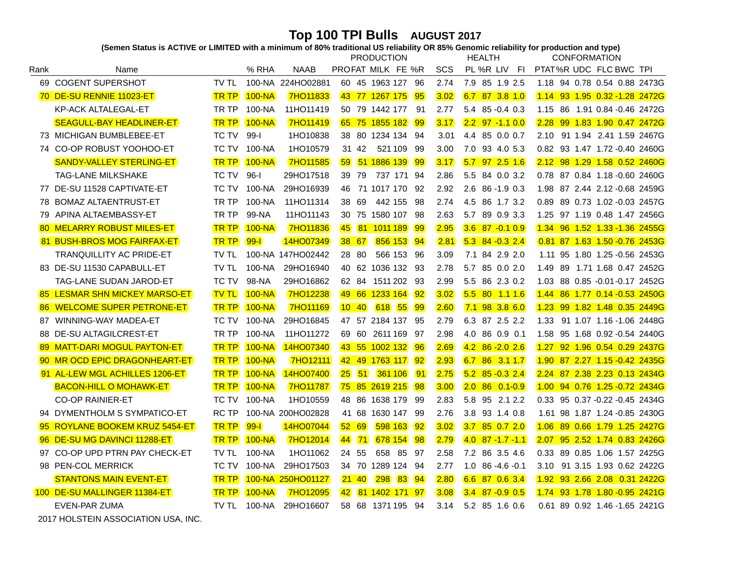# Top 100 TPI Bulls AUGUST 2017

**(Semen Status is ACTIVE or LIMITED with a minimum of 80% traditional US reliability OR 85% Genomic reliability for production and type)**

| | | | | | PRODUCTION | | | | | | HEALTH | | | | CONFORMATION | | | | | |
|---|---|---|---|---|---|---|---|---|---|---|---|---|---|---|---|---|---|---|---|---|
| Rank | Name | | % RHA | NAAB | PRO | FAT | MILK | FE | %R | SCS | PL | %R | LIV | FI | PTAT | %R | UDC | FLC | BWC | TPI |
| 69 | COGENT SUPERSHOT | TV TL | 100-NA | 224HO02881 | 60 | 45 | 1963 | 127 | 96 | 2.74 | 7.9 | 85 | 1.9 | 2.5 | 1.18 | 94 | 0.78 | 0.54 | 0.88 | 2473G |
| 70 | DE-SU RENNIE 11023-ET | TR TP | 100-NA | 7HO11833 | 43 | 77 | 1267 | 175 | 95 | 3.02 | 6.7 | 87 | 3.8 | 1.0 | 1.14 | 93 | 1.95 | 0.32 | -1.28 | 2472G |
| | KP-ACK ALTALEGAL-ET | TR TP | 100-NA | 11HO11419 | 50 | 79 | 1442 | 177 | 91 | 2.77 | 5.4 | 85 | -0.4 | 0.3 | 1.15 | 86 | 1.91 | 0.84 | -0.46 | 2472G |
| | SEAGULL-BAY HEADLINER-ET | TR TP | 100-NA | 7HO11419 | 65 | 75 | 1855 | 182 | 99 | 3.17 | 2.2 | 97 | -1.1 | 0.0 | 2.28 | 99 | 1.83 | 1.90 | 0.47 | 2472G |
| 73 | MICHIGAN BUMBLEBEE-ET | TC TV | 99-I | 1HO10838 | 38 | 80 | 1234 | 134 | 94 | 3.01 | 4.4 | 85 | 0.0 | 0.7 | 2.10 | 91 | 1.94 | 2.41 | 1.59 | 2467G |
| 74 | CO-OP ROBUST YOOHOO-ET | TC TV | 100-NA | 1HO10579 | 31 | 42 | 521 | 109 | 99 | 3.00 | 7.0 | 93 | 4.0 | 5.3 | 0.82 | 93 | 1.47 | 1.72 | -0.40 | 2460G |
| | SANDY-VALLEY STERLING-ET | TR TP | 100-NA | 7HO11585 | 59 | 51 | 1886 | 139 | 99 | 3.17 | 5.7 | 97 | 2.5 | 1.6 | 2.12 | 98 | 1.29 | 1.58 | 0.52 | 2460G |
| | TAG-LANE MILKSHAKE | TC TV | 96-I | 29HO17518 | 39 | 79 | 737 | 171 | 94 | 2.86 | 5.5 | 84 | 0.0 | 3.2 | 0.78 | 87 | 0.84 | 1.18 | -0.60 | 2460G |
| 77 | DE-SU 11528 CAPTIVATE-ET | TC TV | 100-NA | 29HO16939 | 46 | 71 | 1017 | 170 | 92 | 2.92 | 2.6 | 86 | -1.9 | 0.3 | 1.98 | 87 | 2.44 | 2.12 | -0.68 | 2459G |
| 78 | BOMAZ ALTAENTRUST-ET | TR TP | 100-NA | 11HO11314 | 38 | 69 | 442 | 155 | 98 | 2.74 | 4.5 | 86 | 1.7 | 3.2 | 0.89 | 89 | 0.73 | 1.02 | -0.03 | 2457G |
| 79 | APINA ALTAEMBASSY-ET | TR TP | 99-NA | 11HO11143 | 30 | 75 | 1580 | 107 | 98 | 2.63 | 5.7 | 89 | 0.9 | 3.3 | 1.25 | 97 | 1.19 | 0.48 | 1.47 | 2456G |
| 80 | MELARRY ROBUST MILES-ET | TR TP | 100-NA | 7HO11836 | 45 | 81 | 1011 | 189 | 99 | 2.95 | 3.6 | 87 | -0.1 | 0.9 | 1.34 | 96 | 1.52 | 1.33 | -1.36 | 2455G |
| 81 | BUSH-BROS MOG FAIRFAX-ET | TR TP | 99-I | 14HO07349 | 38 | 67 | 856 | 153 | 94 | 2.81 | 5.3 | 84 | -0.3 | 2.4 | 0.81 | 87 | 1.63 | 1.50 | -0.76 | 2453G |
| | TRANQUILLITY AC PRIDE-ET | TV TL | 100-NA | 147HO02442 | 28 | 80 | 566 | 153 | 96 | 3.09 | 7.1 | 84 | 2.9 | 2.0 | 1.11 | 95 | 1.80 | 1.25 | -0.56 | 2453G |
| 83 | DE-SU 11530 CAPABULL-ET | TV TL | 100-NA | 29HO16940 | 40 | 62 | 1036 | 132 | 93 | 2.78 | 5.7 | 85 | 0.0 | 2.0 | 1.49 | 89 | 1.71 | 1.68 | 0.47 | 2452G |
| | TAG-LANE SUDAN JAROD-ET | TC TV | 98-NA | 29HO16862 | 62 | 84 | 1511 | 202 | 93 | 2.99 | 5.5 | 86 | 2.3 | 0.2 | 1.03 | 88 | 0.85 | -0.01 | -0.17 | 2452G |
| 85 | LESMAR SHN MICKEY MARSO-ET | TV TL | 100-NA | 7HO12238 | 49 | 66 | 1233 | 164 | 92 | 3.02 | 5.5 | 80 | 1.1 | 1.6 | 1.44 | 86 | 1.77 | 0.14 | -0.53 | 2450G |
| 86 | WELCOME SUPER PETRONE-ET | TR TP | 100-NA | 7HO11169 | 10 | 40 | 618 | 55 | 99 | 2.60 | 7.1 | 98 | 3.8 | 6.0 | 1.23 | 99 | 1.82 | 1.48 | 0.35 | 2449G |
| 87 | WINNING-WAY MADEA-ET | TC TV | 100-NA | 29HO16845 | 47 | 57 | 2184 | 137 | 95 | 2.79 | 6.3 | 87 | 2.5 | 2.2 | 1.33 | 91 | 1.07 | 1.16 | -1.06 | 2448G |
| 88 | DE-SU ALTAGILCREST-ET | TR TP | 100-NA | 11HO11272 | 69 | 60 | 2611 | 169 | 97 | 2.98 | 4.0 | 86 | 0.9 | 0.1 | 1.58 | 95 | 1.68 | 0.92 | -0.54 | 2440G |
| 89 | MATT-DARI MOGUL PAYTON-ET | TR TP | 100-NA | 14HO07340 | 43 | 55 | 1002 | 132 | 96 | 2.69 | 4.2 | 86 | -2.0 | 2.6 | 1.27 | 92 | 1.96 | 0.54 | 0.29 | 2437G |
| 90 | MR OCD EPIC DRAGONHEART-ET | TR TP | 100-NA | 7HO12111 | 42 | 49 | 1763 | 117 | 92 | 2.93 | 6.7 | 86 | 3.1 | 1.7 | 1.90 | 87 | 2.27 | 1.15 | -0.42 | 2435G |
| 91 | AL-LEW MGL ACHILLES 1206-ET | TR TP | 100-NA | 14HO07400 | 25 | 51 | 361 | 106 | 91 | 2.75 | 5.2 | 85 | -0.3 | 2.4 | 2.24 | 87 | 2.38 | 2.23 | 0.13 | 2434G |
| | BACON-HILL O MOHAWK-ET | TR TP | 100-NA | 7HO11787 | 75 | 85 | 2619 | 215 | 98 | 3.00 | 2.0 | 86 | 0.1 | -0.9 | 1.00 | 94 | 0.76 | 1.25 | -0.72 | 2434G |
| | CO-OP RAINIER-ET | TC TV | 100-NA | 1HO10559 | 48 | 86 | 1638 | 179 | 99 | 2.83 | 5.8 | 95 | 2.1 | 2.2 | 0.33 | 95 | 0.37 | -0.22 | -0.45 | 2434G |
| 94 | DYMENTHOLM S SYMPATICO-ET | RC TP | 100-NA | 200HO02828 | 41 | 68 | 1630 | 147 | 99 | 2.76 | 3.8 | 93 | 1.4 | 0.8 | 1.61 | 98 | 1.87 | 1.24 | -0.85 | 2430G |
| 95 | ROYLANE BOOKEM KRUZ 5454-ET | TR TP | 99-I | 14HO07044 | 52 | 69 | 598 | 163 | 92 | 3.02 | 3.7 | 85 | 0.7 | 2.0 | 1.06 | 89 | 0.66 | 1.79 | 1.25 | 2427G |
| 96 | DE-SU MG DAVINCI 11288-ET | TR TP | 100-NA | 7HO12014 | 44 | 71 | 678 | 154 | 98 | 2.79 | 4.0 | 87 | -1.7 | -1.1 | 2.07 | 95 | 2.52 | 1.74 | 0.83 | 2426G |
| 97 | CO-OP UPD PTRN PAY CHECK-ET | TV TL | 100-NA | 1HO11062 | 24 | 55 | 658 | 85 | 97 | 2.58 | 7.2 | 86 | 3.5 | 4.6 | 0.33 | 89 | 0.85 | 1.06 | 1.57 | 2425G |
| 98 | PEN-COL MERRICK | TC TV | 100-NA | 29HO17503 | 34 | 70 | 1289 | 124 | 94 | 2.77 | 1.0 | 86 | -4.6 | -0.1 | 3.10 | 91 | 3.15 | 1.93 | 0.62 | 2422G |
| | STANTONS MAIN EVENT-ET | TR TP | 100-NA | 250HO01127 | 21 | 40 | 298 | 83 | 94 | 2.80 | 6.6 | 87 | 0.6 | 3.4 | 1.92 | 93 | 2.66 | 2.08 | 0.31 | 2422G |
| 100 | DE-SU MALLINGER 11384-ET | TR TP | 100-NA | 7HO12095 | 42 | 81 | 1402 | 171 | 97 | 3.08 | 3.4 | 87 | -0.9 | 0.5 | 1.74 | 93 | 1.78 | 1.80 | -0.95 | 2421G |
| | EVEN-PAR ZUMA | TV TL | 100-NA | 29HO16607 | 58 | 68 | 1371 | 195 | 94 | 3.14 | 5.2 | 85 | 1.6 | 0.6 | 0.61 | 89 | 0.92 | 1.46 | -1.65 | 2421G |

2017 HOLSTEIN ASSOCIATION USA, INC.